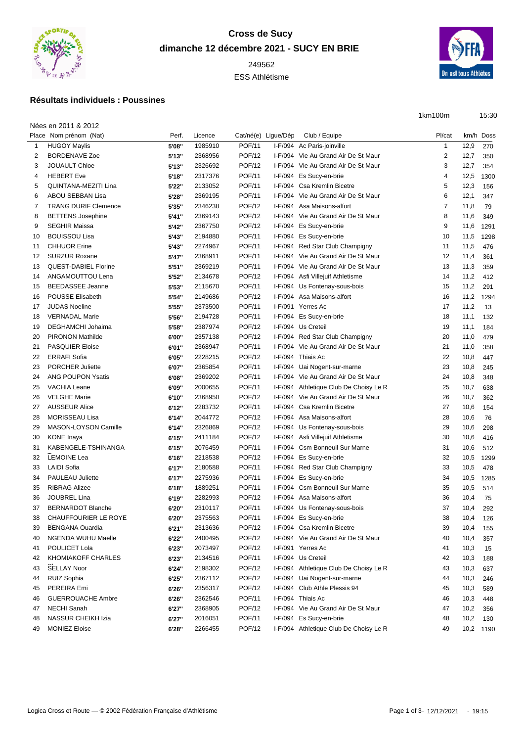# Cross de Sucy

## dimanche 12 décembre 2021 - SUCY EN BRIE

249562

ESS Athlétisme

### Résultats individuels : Poussines

1km100m    15:30

Nées en 2011 & 2012

| Place | Nom prénom (Nat) | Perf. | Licence | Cat/né(e) | Ligue/Dép | Club / Equipe | Pl/cat | km/h | Doss |
|---|---|---|---|---|---|---|---|---|---|
| 1 | HUGOY Maylis | 5'08'' | 1985910 | POF/11 | I-F/094 | Ac Paris-joinville | 1 | 12,9 | 270 |
| 2 | BORDENAVE Zoe | 5'13'' | 2368956 | POF/12 | I-F/094 | Vie Au Grand Air De St Maur | 2 | 12,7 | 350 |
| 3 | JOUAULT Chloe | 5'13'' | 2326692 | POF/12 | I-F/094 | Vie Au Grand Air De St Maur | 3 | 12,7 | 354 |
| 4 | HEBERT Eve | 5'18'' | 2317376 | POF/11 | I-F/094 | Es Sucy-en-brie | 4 | 12,5 | 1300 |
| 5 | QUINTANA-MEZITI Lina | 5'22'' | 2133052 | POF/11 | I-F/094 | Csa Kremlin Bicetre | 5 | 12,3 | 156 |
| 6 | ABOU SEBBAN Lisa | 5'28'' | 2369195 | POF/11 | I-F/094 | Vie Au Grand Air De St Maur | 6 | 12,1 | 347 |
| 7 | TRANG DURIF Clemence | 5'35'' | 2346238 | POF/12 | I-F/094 | Asa Maisons-alfort | 7 | 11,8 | 79 |
| 8 | BETTENS Josephine | 5'41'' | 2369143 | POF/12 | I-F/094 | Vie Au Grand Air De St Maur | 8 | 11,6 | 349 |
| 9 | SEGHIR Maissa | 5'42'' | 2367750 | POF/12 | I-F/094 | Es Sucy-en-brie | 9 | 11,6 | 1291 |
| 10 | BOUISSOU Lisa | 5'43'' | 2194880 | POF/11 | I-F/094 | Es Sucy-en-brie | 10 | 11,5 | 1298 |
| 11 | CHHUOR Erine | 5'43'' | 2274967 | POF/11 | I-F/094 | Red Star Club Champigny | 11 | 11,5 | 476 |
| 12 | SURZUR Roxane | 5'47'' | 2368911 | POF/11 | I-F/094 | Vie Au Grand Air De St Maur | 12 | 11,4 | 361 |
| 13 | QUEST-DABIEL Florine | 5'51'' | 2369219 | POF/11 | I-F/094 | Vie Au Grand Air De St Maur | 13 | 11,3 | 359 |
| 14 | ANGAMOUTTOU Lena | 5'52'' | 2134678 | POF/12 | I-F/094 | Asfi Villejuif Athletisme | 14 | 11,2 | 412 |
| 15 | BEEDASSEE Jeanne | 5'53'' | 2115670 | POF/11 | I-F/094 | Us Fontenay-sous-bois | 15 | 11,2 | 291 |
| 16 | POUSSE Elisabeth | 5'54'' | 2149686 | POF/12 | I-F/094 | Asa Maisons-alfort | 16 | 11,2 | 1294 |
| 17 | JUDAS Noeline | 5'55'' | 2373500 | POF/11 | I-F/091 | Yerres Ac | 17 | 11,2 | 13 |
| 18 | VERNADAL Marie | 5'56'' | 2194728 | POF/11 | I-F/094 | Es Sucy-en-brie | 18 | 11,1 | 132 |
| 19 | DEGHAMCHI Johaima | 5'58'' | 2387974 | POF/12 | I-F/094 | Us Creteil | 19 | 11,1 | 184 |
| 20 | PIRONON Mathilde | 6'00'' | 2357138 | POF/12 | I-F/094 | Red Star Club Champigny | 20 | 11,0 | 479 |
| 21 | PASQUIER Eloise | 6'01'' | 2368947 | POF/11 | I-F/094 | Vie Au Grand Air De St Maur | 21 | 11,0 | 358 |
| 22 | ERRAFI Sofia | 6'05'' | 2228215 | POF/12 | I-F/094 | Thiais Ac | 22 | 10,8 | 447 |
| 23 | PORCHER Juliette | 6'07'' | 2365854 | POF/11 | I-F/094 | Uai Nogent-sur-marne | 23 | 10,8 | 245 |
| 24 | ANG POUPON Ysatis | 6'08'' | 2369202 | POF/11 | I-F/094 | Vie Au Grand Air De St Maur | 24 | 10,8 | 348 |
| 25 | VACHIA Leane | 6'09'' | 2000655 | POF/11 | I-F/094 | Athletique Club De Choisy Le R | 25 | 10,7 | 638 |
| 26 | VELGHE Marie | 6'10'' | 2368950 | POF/12 | I-F/094 | Vie Au Grand Air De St Maur | 26 | 10,7 | 362 |
| 27 | AUSSEUR Alice | 6'12'' | 2283732 | POF/11 | I-F/094 | Csa Kremlin Bicetre | 27 | 10,6 | 154 |
| 28 | MORISSEAU Lisa | 6'14'' | 2044772 | POF/12 | I-F/094 | Asa Maisons-alfort | 28 | 10,6 | 76 |
| 29 | MASON-LOYSON Camille | 6'14'' | 2326869 | POF/12 | I-F/094 | Us Fontenay-sous-bois | 29 | 10,6 | 298 |
| 30 | KONE Inaya | 6'15'' | 2411184 | POF/12 | I-F/094 | Asfi Villejuif Athletisme | 30 | 10,6 | 416 |
| 31 | KABENGELE-TSHINANGA | 6'15'' | 2076459 | POF/11 | I-F/094 | Csm Bonneuil Sur Marne | 31 | 10,6 | 512 |
| 32 | LEMOINE Lea | 6'16'' | 2218538 | POF/12 | I-F/094 | Es Sucy-en-brie | 32 | 10,5 | 1299 |
| 33 | LAIDI Sofia | 6'17'' | 2180588 | POF/11 | I-F/094 | Red Star Club Champigny | 33 | 10,5 | 478 |
| 34 | PAULEAU Juliette | 6'17'' | 2275936 | POF/11 | I-F/094 | Es Sucy-en-brie | 34 | 10,5 | 1285 |
| 35 | RIBRAG Alizee | 6'18'' | 1889251 | POF/11 | I-F/094 | Csm Bonneuil Sur Marne | 35 | 10,5 | 514 |
| 36 | JOUBREL Lina | 6'19'' | 2282993 | POF/12 | I-F/094 | Asa Maisons-alfort | 36 | 10,4 | 75 |
| 37 | BERNARDOT Blanche | 6'20'' | 2310117 | POF/11 | I-F/094 | Us Fontenay-sous-bois | 37 | 10,4 | 292 |
| 38 | CHAUFFOURIER LE ROYE | 6'20'' | 2375563 | POF/11 | I-F/094 | Es Sucy-en-brie | 38 | 10,4 | 126 |
| 39 | BENGANA Ouardia | 6'21'' | 2313636 | POF/12 | I-F/094 | Csa Kremlin Bicetre | 39 | 10,4 | 155 |
| 40 | NGENDA WUHU Maelle | 6'22'' | 2400495 | POF/12 | I-F/094 | Vie Au Grand Air De St Maur | 40 | 10,4 | 357 |
| 41 | POULICET Lola | 6'23'' | 2073497 | POF/12 | I-F/091 | Yerres Ac | 41 | 10,3 | 15 |
| 42 | KHOMIAKOFF CHARLES | 6'23'' | 2134516 | POF/11 | I-F/094 | Us Creteil | 42 | 10,3 | 188 |
| 43 | SELLAY Noor | 6'24'' | 2198302 | POF/12 | I-F/094 | Athletique Club De Choisy Le R | 43 | 10,3 | 637 |
| 44 | RUIZ Sophia | 6'25'' | 2367112 | POF/12 | I-F/094 | Uai Nogent-sur-marne | 44 | 10,3 | 246 |
| 45 | PEREIRA Emi | 6'26'' | 2356317 | POF/12 | I-F/094 | Club Athle Plessis 94 | 45 | 10,3 | 589 |
| 46 | GUERROUACHE Ambre | 6'26'' | 2362546 | POF/11 | I-F/094 | Thiais Ac | 46 | 10,3 | 448 |
| 47 | NECHI Sanah | 6'27'' | 2368905 | POF/12 | I-F/094 | Vie Au Grand Air De St Maur | 47 | 10,2 | 356 |
| 48 | NASSUR CHEIKH Izia | 6'27'' | 2016051 | POF/11 | I-F/094 | Es Sucy-en-brie | 48 | 10,2 | 130 |
| 49 | MONIEZ Eloise | 6'28'' | 2266455 | POF/12 | I-F/094 | Athletique Club De Choisy Le R | 49 | 10,2 | 1190 |

Logica Cross et Route — © 2002 Fédération Française d'Athlétisme    12/12/2021 - 19:15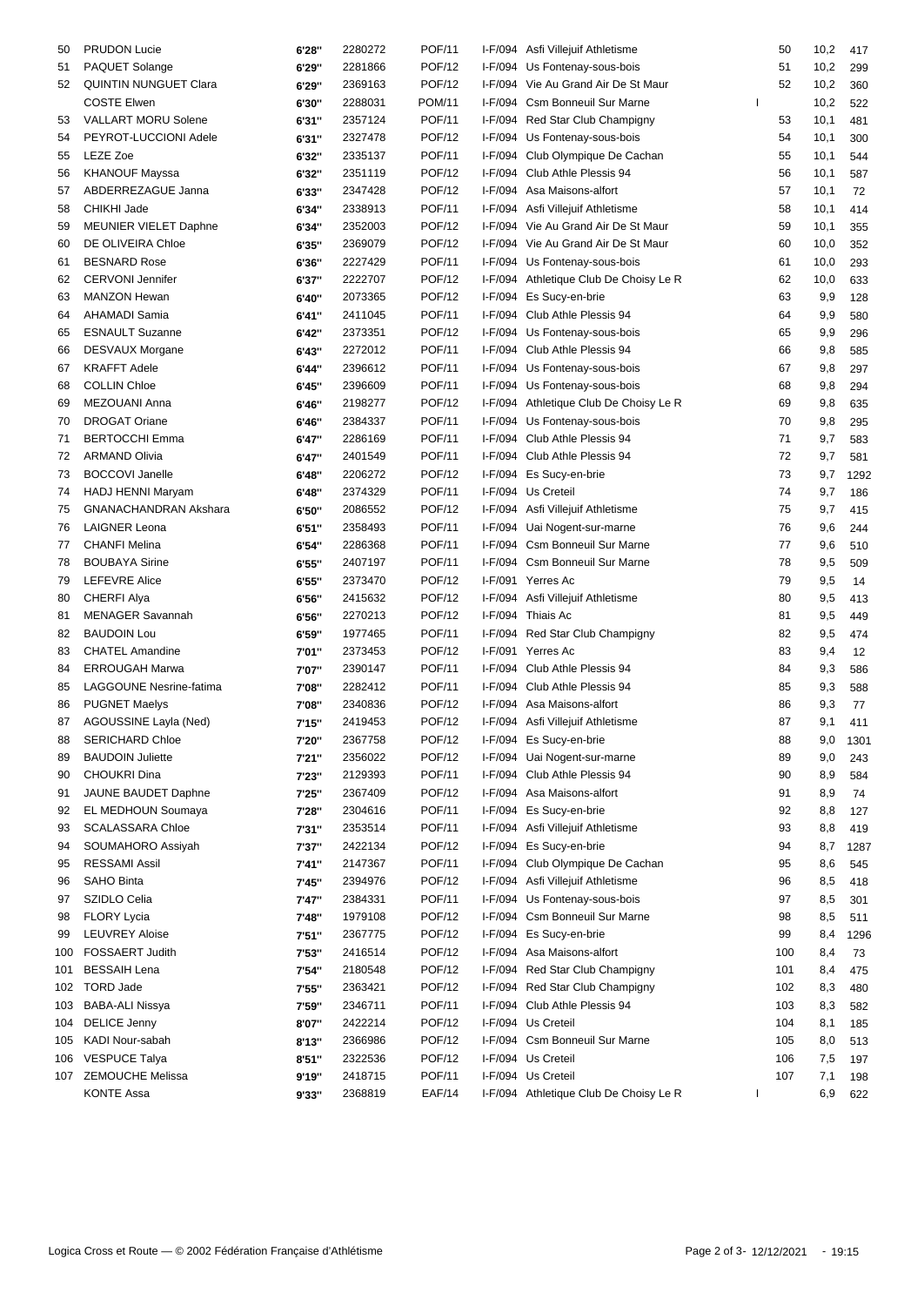| | | | | | | | | | | |
|---|---|---|---|---|---|---|---|---|---|---|
| 50 | PRUDON Lucie | 6'28'' | 2280272 | POF/11 | I-F/094 | Asfi Villejuif Athletisme | | 50 | 10,2 | 417 |
| 51 | PAQUET Solange | 6'29'' | 2281866 | POF/12 | I-F/094 | Us Fontenay-sous-bois | | 51 | 10,2 | 299 |
| 52 | QUINTIN NUNGUET Clara | 6'29'' | 2369163 | POF/12 | I-F/094 | Vie Au Grand Air De St Maur | | 52 | 10,2 | 360 |
| | COSTE Elwen | 6'30'' | 2288031 | POM/11 | I-F/094 | Csm Bonneuil Sur Marne | I | | 10,2 | 522 |
| 53 | VALLART MORU Solene | 6'31'' | 2357124 | POF/11 | I-F/094 | Red Star Club Champigny | | 53 | 10,1 | 481 |
| 54 | PEYROT-LUCCIONI Adele | 6'31'' | 2327478 | POF/12 | I-F/094 | Us Fontenay-sous-bois | | 54 | 10,1 | 300 |
| 55 | LEZE Zoe | 6'32'' | 2335137 | POF/11 | I-F/094 | Club Olympique De Cachan | | 55 | 10,1 | 544 |
| 56 | KHANOUF Mayssa | 6'32'' | 2351119 | POF/12 | I-F/094 | Club Athle Plessis 94 | | 56 | 10,1 | 587 |
| 57 | ABDERREZAGUE Janna | 6'33'' | 2347428 | POF/12 | I-F/094 | Asa Maisons-alfort | | 57 | 10,1 | 72 |
| 58 | CHIKHI Jade | 6'34'' | 2338913 | POF/11 | I-F/094 | Asfi Villejuif Athletisme | | 58 | 10,1 | 414 |
| 59 | MEUNIER VIELET Daphne | 6'34'' | 2352003 | POF/12 | I-F/094 | Vie Au Grand Air De St Maur | | 59 | 10,1 | 355 |
| 60 | DE OLIVEIRA Chloe | 6'35'' | 2369079 | POF/12 | I-F/094 | Vie Au Grand Air De St Maur | | 60 | 10,0 | 352 |
| 61 | BESNARD Rose | 6'36'' | 2227429 | POF/11 | I-F/094 | Us Fontenay-sous-bois | | 61 | 10,0 | 293 |
| 62 | CERVONI Jennifer | 6'37'' | 2222707 | POF/12 | I-F/094 | Athletique Club De Choisy Le R | | 62 | 10,0 | 633 |
| 63 | MANZON Hewan | 6'40'' | 2073365 | POF/12 | I-F/094 | Es Sucy-en-brie | | 63 | 9,9 | 128 |
| 64 | AHAMADI Samia | 6'41'' | 2411045 | POF/11 | I-F/094 | Club Athle Plessis 94 | | 64 | 9,9 | 580 |
| 65 | ESNAULT Suzanne | 6'42'' | 2373351 | POF/12 | I-F/094 | Us Fontenay-sous-bois | | 65 | 9,9 | 296 |
| 66 | DESVAUX Morgane | 6'43'' | 2272012 | POF/11 | I-F/094 | Club Athle Plessis 94 | | 66 | 9,8 | 585 |
| 67 | KRAFFT Adele | 6'44'' | 2396612 | POF/11 | I-F/094 | Us Fontenay-sous-bois | | 67 | 9,8 | 297 |
| 68 | COLLIN Chloe | 6'45'' | 2396609 | POF/11 | I-F/094 | Us Fontenay-sous-bois | | 68 | 9,8 | 294 |
| 69 | MEZOUANI Anna | 6'46'' | 2198277 | POF/12 | I-F/094 | Athletique Club De Choisy Le R | | 69 | 9,8 | 635 |
| 70 | DROGAT Oriane | 6'46'' | 2384337 | POF/11 | I-F/094 | Us Fontenay-sous-bois | | 70 | 9,8 | 295 |
| 71 | BERTOCCHI Emma | 6'47'' | 2286169 | POF/11 | I-F/094 | Club Athle Plessis 94 | | 71 | 9,7 | 583 |
| 72 | ARMAND Olivia | 6'47'' | 2401549 | POF/11 | I-F/094 | Club Athle Plessis 94 | | 72 | 9,7 | 581 |
| 73 | BOCCOVI Janelle | 6'48'' | 2206272 | POF/12 | I-F/094 | Es Sucy-en-brie | | 73 | 9,7 | 1292 |
| 74 | HADJ HENNI Maryam | 6'48'' | 2374329 | POF/11 | I-F/094 | Us Creteil | | 74 | 9,7 | 186 |
| 75 | GNANACHANDRAN Akshara | 6'50'' | 2086552 | POF/12 | I-F/094 | Asfi Villejuif Athletisme | | 75 | 9,7 | 415 |
| 76 | LAIGNER Leona | 6'51'' | 2358493 | POF/11 | I-F/094 | Uai Nogent-sur-marne | | 76 | 9,6 | 244 |
| 77 | CHANFI Melina | 6'54'' | 2286368 | POF/11 | I-F/094 | Csm Bonneuil Sur Marne | | 77 | 9,6 | 510 |
| 78 | BOUBAYA Sirine | 6'55'' | 2407197 | POF/11 | I-F/094 | Csm Bonneuil Sur Marne | | 78 | 9,5 | 509 |
| 79 | LEFEVRE Alice | 6'55'' | 2373470 | POF/12 | I-F/091 | Yerres Ac | | 79 | 9,5 | 14 |
| 80 | CHERFI Alya | 6'56'' | 2415632 | POF/12 | I-F/094 | Asfi Villejuif Athletisme | | 80 | 9,5 | 413 |
| 81 | MENAGER Savannah | 6'56'' | 2270213 | POF/12 | I-F/094 | Thiais Ac | | 81 | 9,5 | 449 |
| 82 | BAUDOIN Lou | 6'59'' | 1977465 | POF/11 | I-F/094 | Red Star Club Champigny | | 82 | 9,5 | 474 |
| 83 | CHATEL Amandine | 7'01'' | 2373453 | POF/12 | I-F/091 | Yerres Ac | | 83 | 9,4 | 12 |
| 84 | ERROUGAH Marwa | 7'07'' | 2390147 | POF/11 | I-F/094 | Club Athle Plessis 94 | | 84 | 9,3 | 586 |
| 85 | LAGGOUNE Nesrine-fatima | 7'08'' | 2282412 | POF/11 | I-F/094 | Club Athle Plessis 94 | | 85 | 9,3 | 588 |
| 86 | PUGNET Maelys | 7'08'' | 2340836 | POF/12 | I-F/094 | Asa Maisons-alfort | | 86 | 9,3 | 77 |
| 87 | AGOUSSINE Layla (Ned) | 7'15'' | 2419453 | POF/12 | I-F/094 | Asfi Villejuif Athletisme | | 87 | 9,1 | 411 |
| 88 | SERICHARD Chloe | 7'20'' | 2367758 | POF/12 | I-F/094 | Es Sucy-en-brie | | 88 | 9,0 | 1301 |
| 89 | BAUDOIN Juliette | 7'21'' | 2356022 | POF/12 | I-F/094 | Uai Nogent-sur-marne | | 89 | 9,0 | 243 |
| 90 | CHOUKRI Dina | 7'23'' | 2129393 | POF/11 | I-F/094 | Club Athle Plessis 94 | | 90 | 8,9 | 584 |
| 91 | JAUNE BAUDET Daphne | 7'25'' | 2367409 | POF/12 | I-F/094 | Asa Maisons-alfort | | 91 | 8,9 | 74 |
| 92 | EL MEDHOUN Soumaya | 7'28'' | 2304616 | POF/11 | I-F/094 | Es Sucy-en-brie | | 92 | 8,8 | 127 |
| 93 | SCALASSARA Chloe | 7'31'' | 2353514 | POF/11 | I-F/094 | Asfi Villejuif Athletisme | | 93 | 8,8 | 419 |
| 94 | SOUMAHORO Assiyah | 7'37'' | 2422134 | POF/12 | I-F/094 | Es Sucy-en-brie | | 94 | 8,7 | 1287 |
| 95 | RESSAMI Assil | 7'41'' | 2147367 | POF/11 | I-F/094 | Club Olympique De Cachan | | 95 | 8,6 | 545 |
| 96 | SAHO Binta | 7'45'' | 2394976 | POF/12 | I-F/094 | Asfi Villejuif Athletisme | | 96 | 8,5 | 418 |
| 97 | SZIDLO Celia | 7'47'' | 2384331 | POF/11 | I-F/094 | Us Fontenay-sous-bois | | 97 | 8,5 | 301 |
| 98 | FLORY Lycia | 7'48'' | 1979108 | POF/12 | I-F/094 | Csm Bonneuil Sur Marne | | 98 | 8,5 | 511 |
| 99 | LEUVREY Aloise | 7'51'' | 2367775 | POF/12 | I-F/094 | Es Sucy-en-brie | | 99 | 8,4 | 1296 |
| 100 | FOSSAERT Judith | 7'53'' | 2416514 | POF/12 | I-F/094 | Asa Maisons-alfort | | 100 | 8,4 | 73 |
| 101 | BESSAIH Lena | 7'54'' | 2180548 | POF/12 | I-F/094 | Red Star Club Champigny | | 101 | 8,4 | 475 |
| 102 | TORD Jade | 7'55'' | 2363421 | POF/12 | I-F/094 | Red Star Club Champigny | | 102 | 8,3 | 480 |
| 103 | BABA-ALI Nissya | 7'59'' | 2346711 | POF/11 | I-F/094 | Club Athle Plessis 94 | | 103 | 8,3 | 582 |
| 104 | DELICE Jenny | 8'07'' | 2422214 | POF/12 | I-F/094 | Us Creteil | | 104 | 8,1 | 185 |
| 105 | KADI Nour-sabah | 8'13'' | 2366986 | POF/12 | I-F/094 | Csm Bonneuil Sur Marne | | 105 | 8,0 | 513 |
| 106 | VESPUCE Talya | 8'51'' | 2322536 | POF/12 | I-F/094 | Us Creteil | | 106 | 7,5 | 197 |
| 107 | ZEMOUCHE Melissa | 9'19'' | 2418715 | POF/11 | I-F/094 | Us Creteil | | 107 | 7,1 | 198 |
| | KONTE Assa | 9'33'' | 2368819 | EAF/14 | I-F/094 | Athletique Club De Choisy Le R | I | | 6,9 | 622 |

Logica Cross et Route — © 2002 Fédération Française d'Athlétisme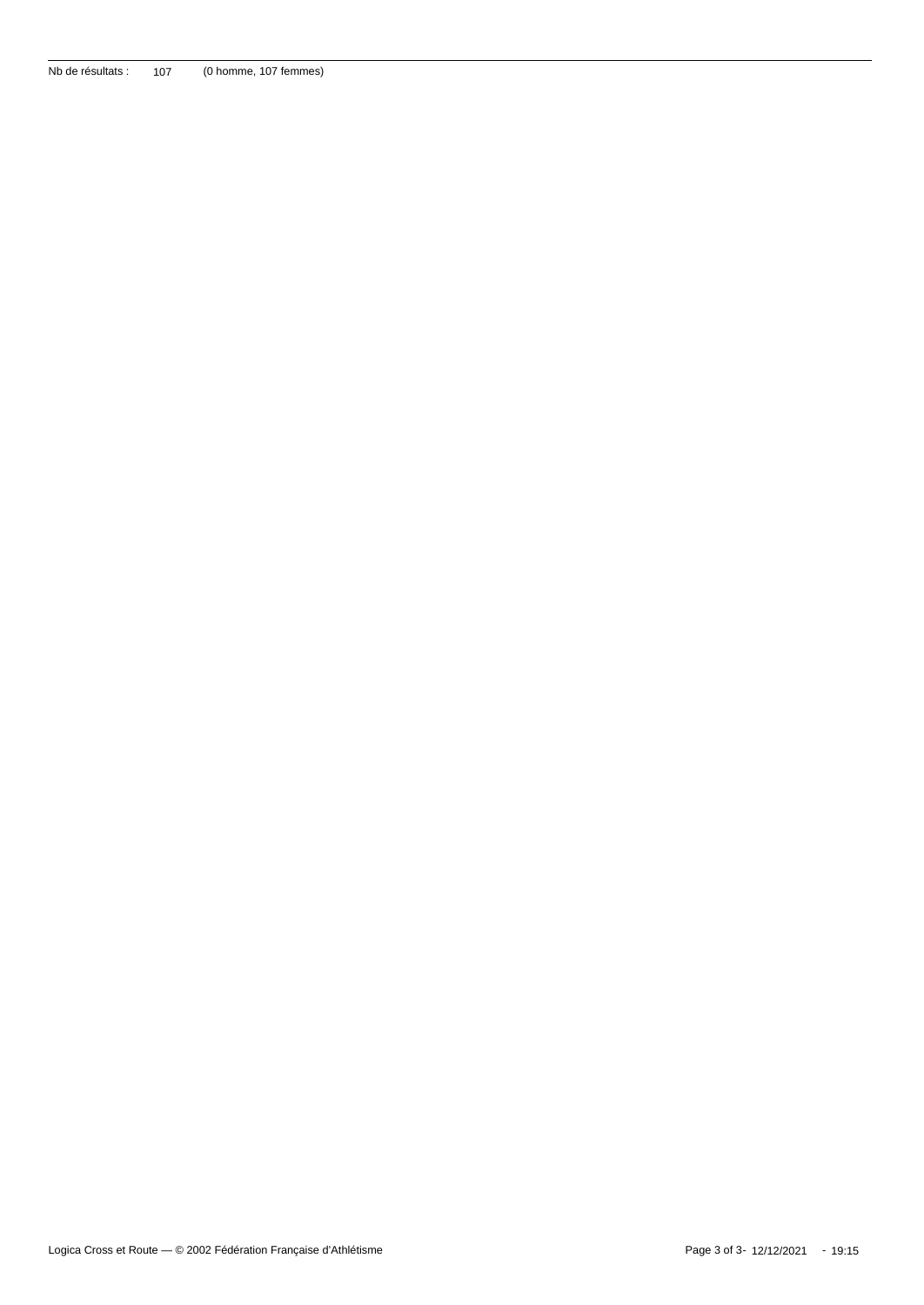Nb de résultats : 107 (0 homme, 107 femmes)